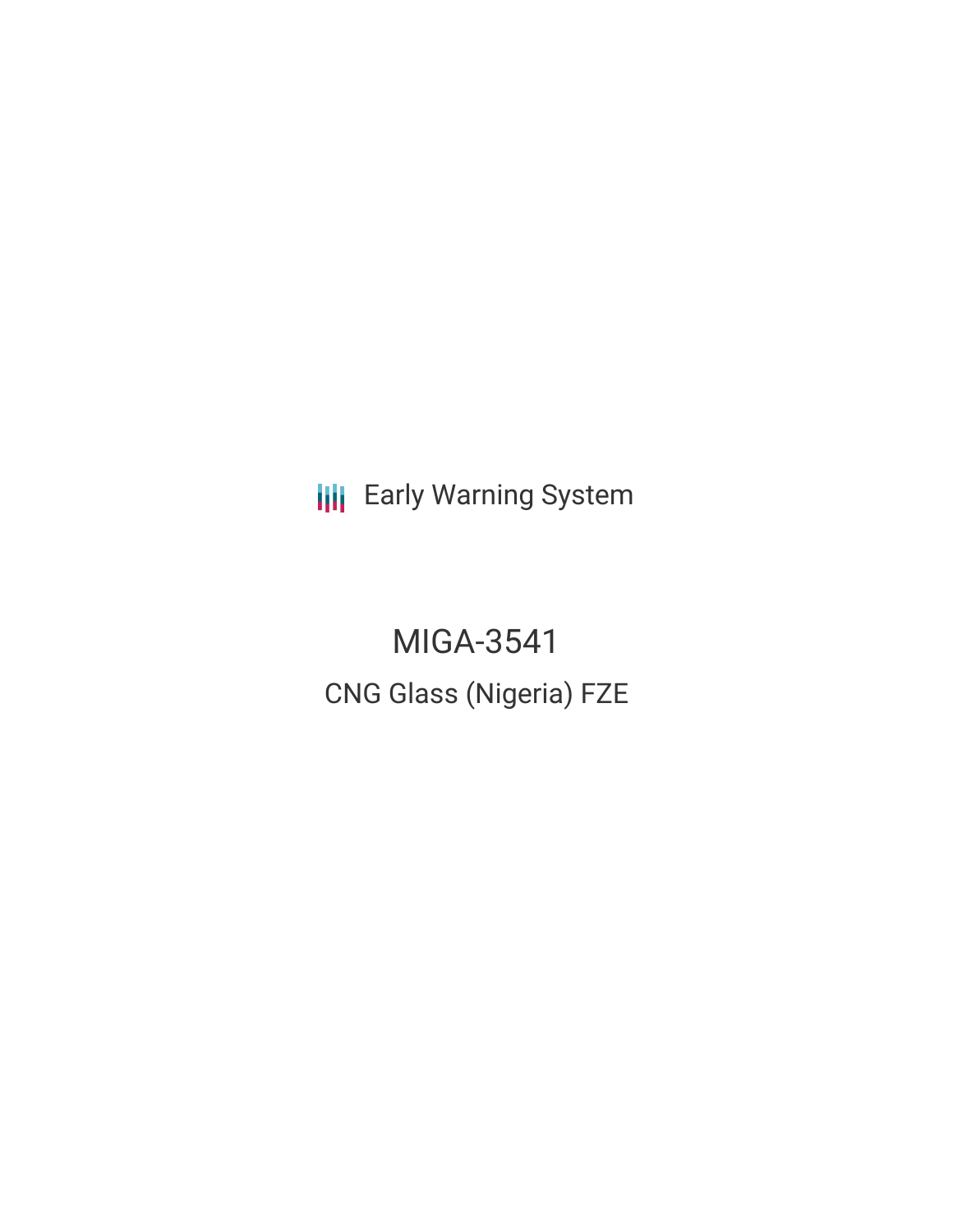Early Warning System

# MIGA-3541

## CNG Glass (Nigeria) FZE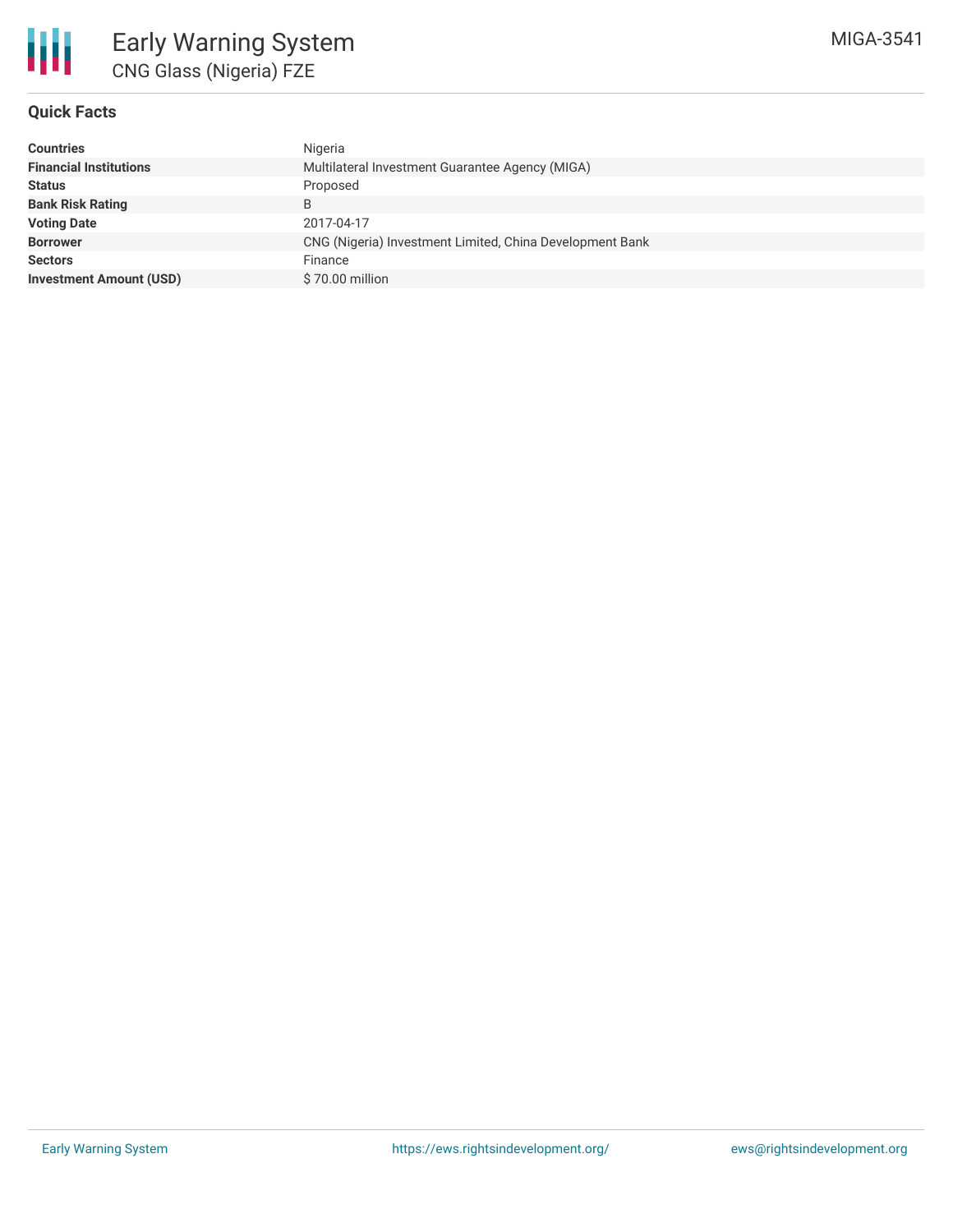# Early Warning System

## CNG Glass (Nigeria) FZE

MIGA-3541

### Quick Facts

| | |
|---|---|
| **Countries** | Nigeria |
| **Financial Institutions** | Multilateral Investment Guarantee Agency (MIGA) |
| **Status** | Proposed |
| **Bank Risk Rating** | B |
| **Voting Date** | 2017-04-17 |
| **Borrower** | CNG (Nigeria) Investment Limited, China Development Bank |
| **Sectors** | Finance |
| **Investment Amount (USD)** | $ 70.00 million |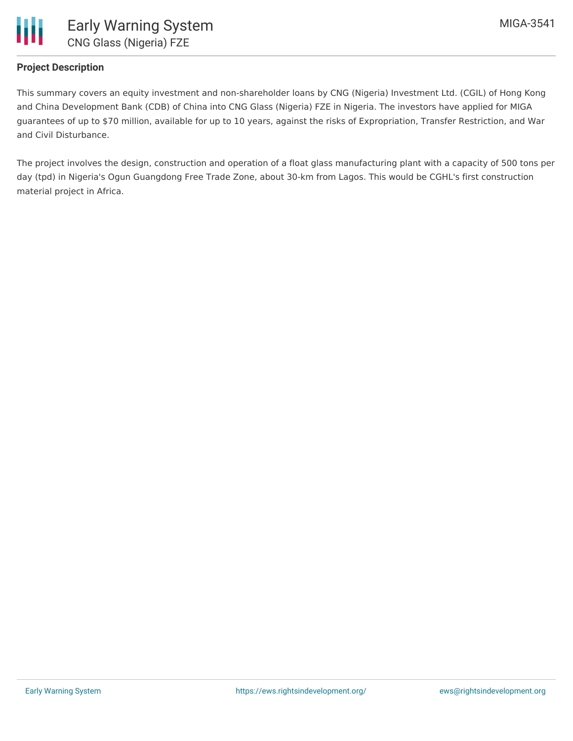## Project Description

This summary covers an equity investment and non-shareholder loans by CNG (Nigeria) Investment Ltd. (CGIL) of Hong Kong and China Development Bank (CDB) of China into CNG Glass (Nigeria) FZE in Nigeria. The investors have applied for MIGA guarantees of up to $70 million, available for up to 10 years, against the risks of Expropriation, Transfer Restriction, and War and Civil Disturbance.

The project involves the design, construction and operation of a float glass manufacturing plant with a capacity of 500 tons per day (tpd) in Nigeria's Ogun Guangdong Free Trade Zone, about 30-km from Lagos. This would be CGHL's first construction material project in Africa.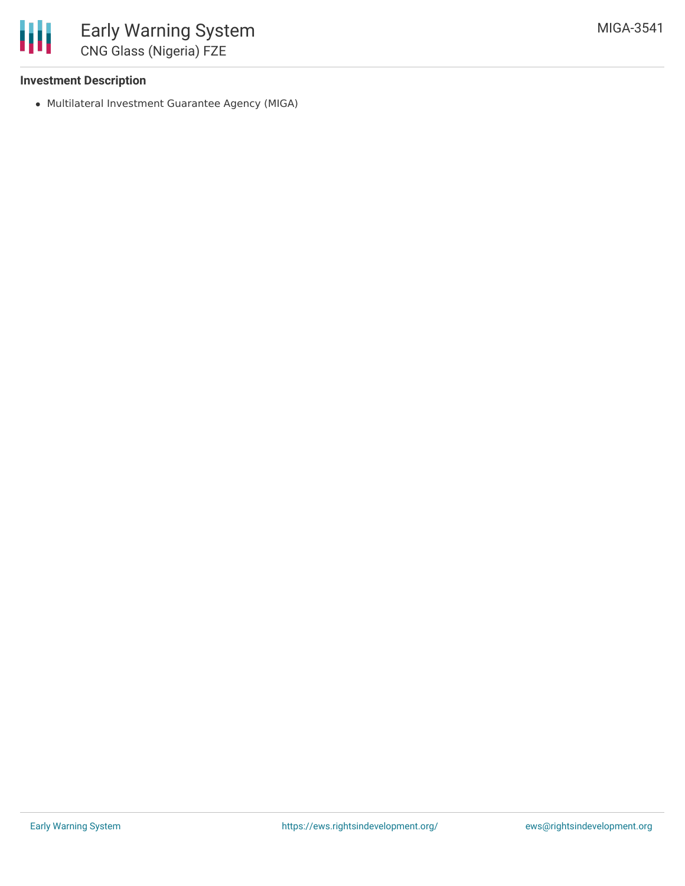### Investment Description

- Multilateral Investment Guarantee Agency (MIGA)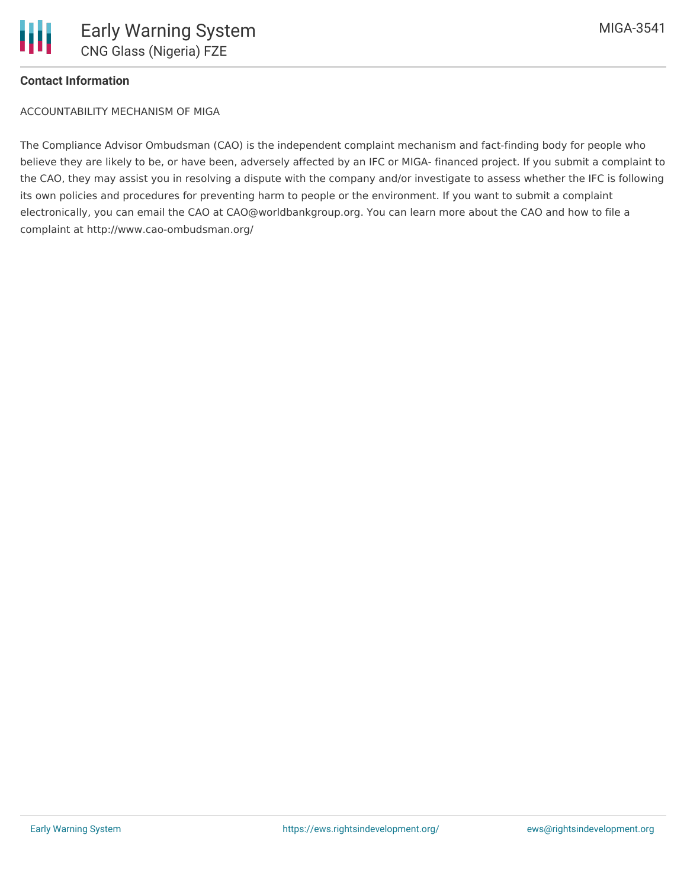**Contact Information**

ACCOUNTABILITY MECHANISM OF MIGA

The Compliance Advisor Ombudsman (CAO) is the independent complaint mechanism and fact-finding body for people who believe they are likely to be, or have been, adversely affected by an IFC or MIGA- financed project. If you submit a complaint to the CAO, they may assist you in resolving a dispute with the company and/or investigate to assess whether the IFC is following its own policies and procedures for preventing harm to people or the environment. If you want to submit a complaint electronically, you can email the CAO at CAO@worldbankgroup.org. You can learn more about the CAO and how to file a complaint at http://www.cao-ombudsman.org/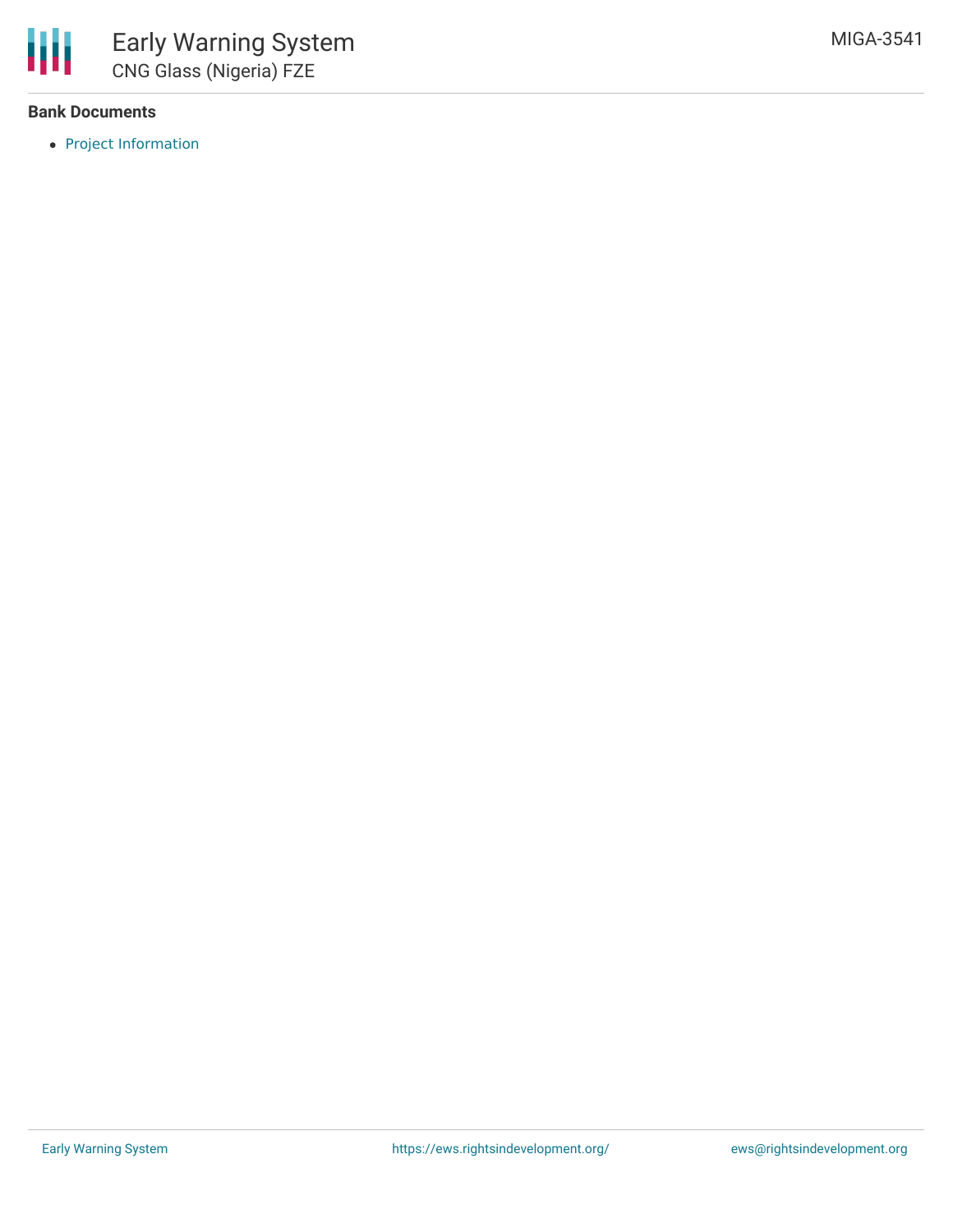**Bank Documents**

- Project Information